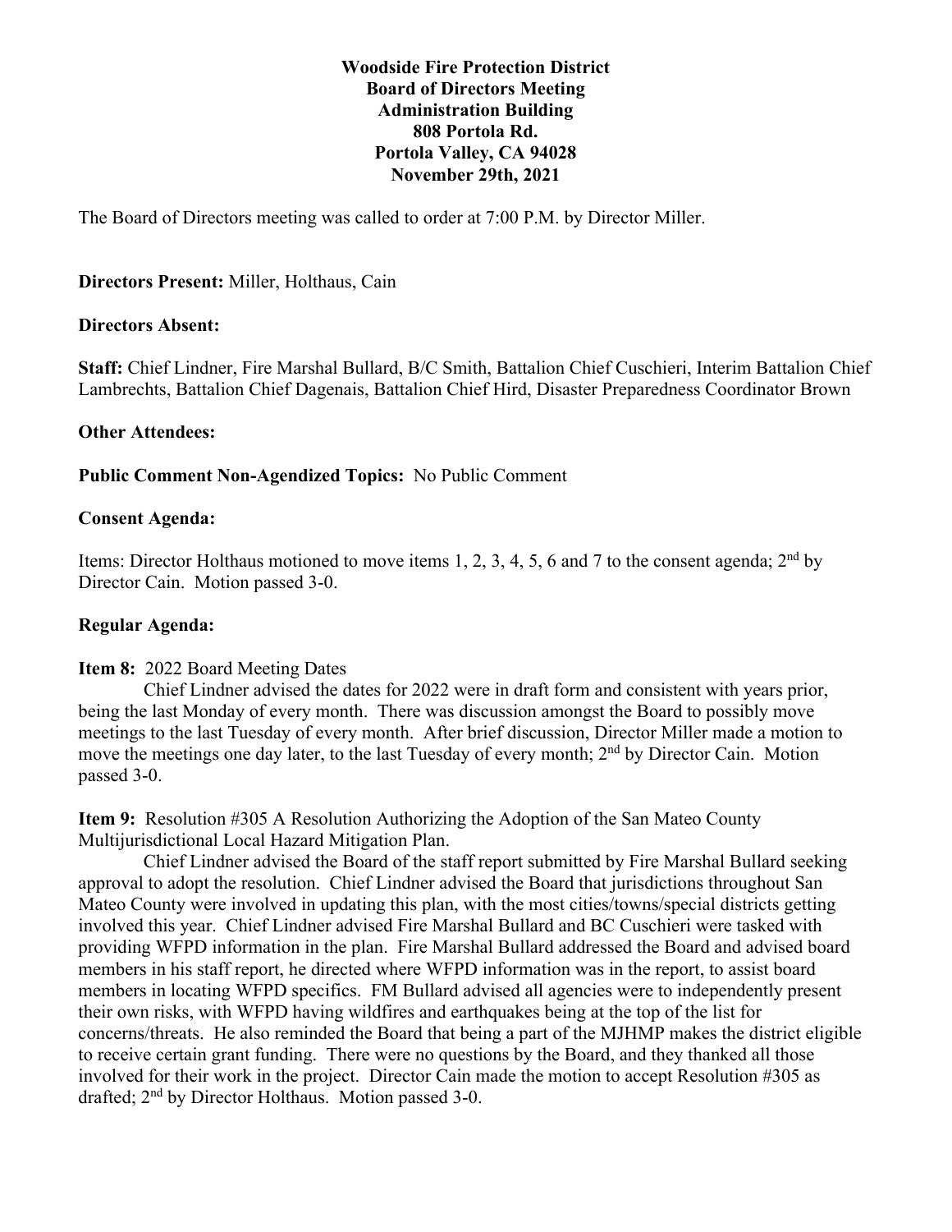**Woodside Fire Protection District**
**Board of Directors Meeting**
**Administration Building**
**808 Portola Rd.**
**Portola Valley, CA 94028**
**November 29th, 2021**

The Board of Directors meeting was called to order at 7:00 P.M. by Director Miller.

**Directors Present:** Miller, Holthaus, Cain

**Directors Absent:**

**Staff:** Chief Lindner, Fire Marshal Bullard, B/C Smith, Battalion Chief Cuschieri, Interim Battalion Chief Lambrechts, Battalion Chief Dagenais, Battalion Chief Hird, Disaster Preparedness Coordinator Brown

**Other Attendees:**

**Public Comment Non-Agendized Topics:** No Public Comment

**Consent Agenda:**

Items: Director Holthaus motioned to move items 1, 2, 3, 4, 5, 6 and 7 to the consent agenda; 2nd by Director Cain. Motion passed 3-0.

**Regular Agenda:**

**Item 8:** 2022 Board Meeting Dates

Chief Lindner advised the dates for 2022 were in draft form and consistent with years prior, being the last Monday of every month. There was discussion amongst the Board to possibly move meetings to the last Tuesday of every month. After brief discussion, Director Miller made a motion to move the meetings one day later, to the last Tuesday of every month; 2nd by Director Cain. Motion passed 3-0.

**Item 9:** Resolution #305 A Resolution Authorizing the Adoption of the San Mateo County Multijurisdictional Local Hazard Mitigation Plan.

Chief Lindner advised the Board of the staff report submitted by Fire Marshal Bullard seeking approval to adopt the resolution. Chief Lindner advised the Board that jurisdictions throughout San Mateo County were involved in updating this plan, with the most cities/towns/special districts getting involved this year. Chief Lindner advised Fire Marshal Bullard and BC Cuschieri were tasked with providing WFPD information in the plan. Fire Marshal Bullard addressed the Board and advised board members in his staff report, he directed where WFPD information was in the report, to assist board members in locating WFPD specifics. FM Bullard advised all agencies were to independently present their own risks, with WFPD having wildfires and earthquakes being at the top of the list for concerns/threats. He also reminded the Board that being a part of the MJHMP makes the district eligible to receive certain grant funding. There were no questions by the Board, and they thanked all those involved for their work in the project. Director Cain made the motion to accept Resolution #305 as drafted; 2nd by Director Holthaus. Motion passed 3-0.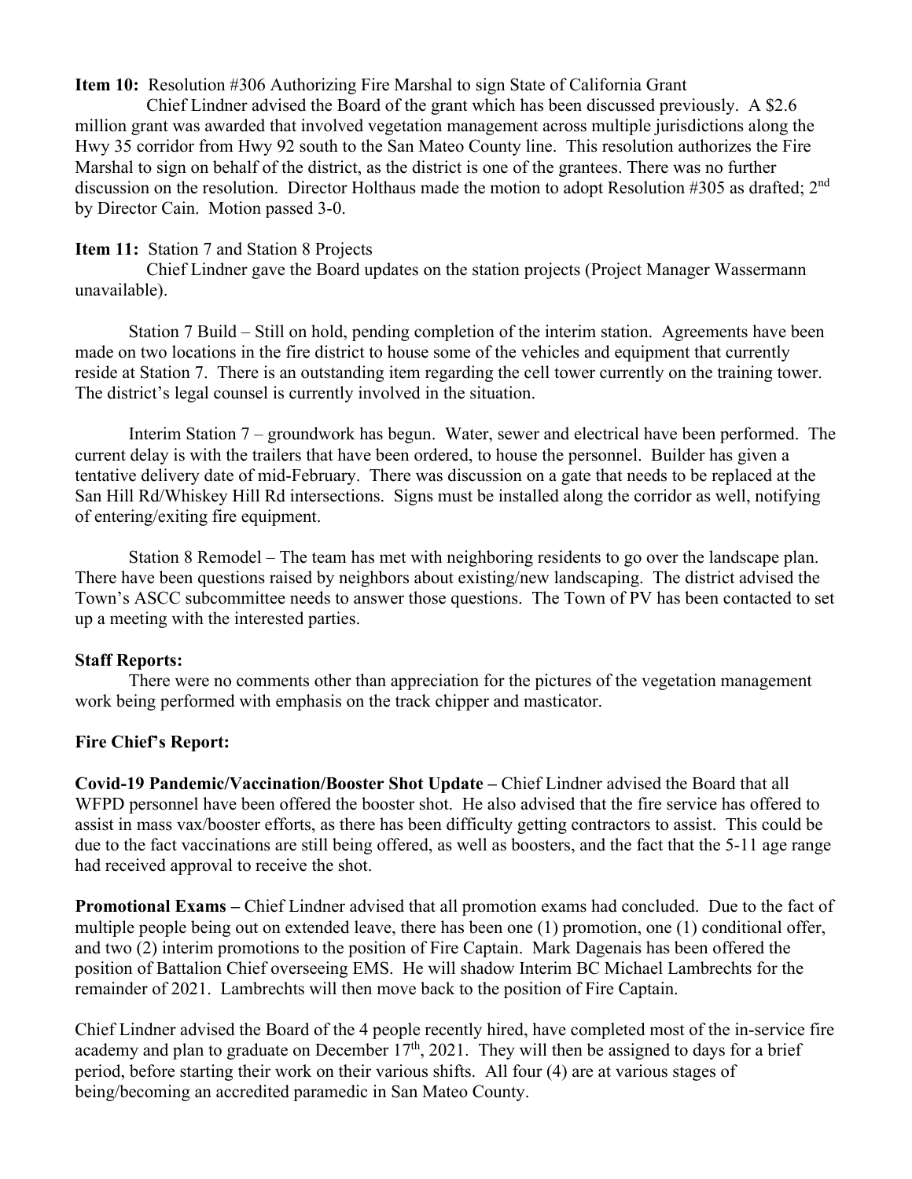**Item 10:** Resolution #306 Authorizing Fire Marshal to sign State of California Grant

Chief Lindner advised the Board of the grant which has been discussed previously. A $2.6 million grant was awarded that involved vegetation management across multiple jurisdictions along the Hwy 35 corridor from Hwy 92 south to the San Mateo County line. This resolution authorizes the Fire Marshal to sign on behalf of the district, as the district is one of the grantees. There was no further discussion on the resolution. Director Holthaus made the motion to adopt Resolution #305 as drafted; 2nd by Director Cain. Motion passed 3-0.

**Item 11:** Station 7 and Station 8 Projects

Chief Lindner gave the Board updates on the station projects (Project Manager Wassermann unavailable).

Station 7 Build – Still on hold, pending completion of the interim station. Agreements have been made on two locations in the fire district to house some of the vehicles and equipment that currently reside at Station 7. There is an outstanding item regarding the cell tower currently on the training tower. The district's legal counsel is currently involved in the situation.

Interim Station 7 – groundwork has begun. Water, sewer and electrical have been performed. The current delay is with the trailers that have been ordered, to house the personnel. Builder has given a tentative delivery date of mid-February. There was discussion on a gate that needs to be replaced at the San Hill Rd/Whiskey Hill Rd intersections. Signs must be installed along the corridor as well, notifying of entering/exiting fire equipment.

Station 8 Remodel – The team has met with neighboring residents to go over the landscape plan. There have been questions raised by neighbors about existing/new landscaping. The district advised the Town's ASCC subcommittee needs to answer those questions. The Town of PV has been contacted to set up a meeting with the interested parties.

**Staff Reports:**

There were no comments other than appreciation for the pictures of the vegetation management work being performed with emphasis on the track chipper and masticator.

**Fire Chief's Report:**

**Covid-19 Pandemic/Vaccination/Booster Shot Update –** Chief Lindner advised the Board that all WFPD personnel have been offered the booster shot. He also advised that the fire service has offered to assist in mass vax/booster efforts, as there has been difficulty getting contractors to assist. This could be due to the fact vaccinations are still being offered, as well as boosters, and the fact that the 5-11 age range had received approval to receive the shot.

**Promotional Exams –** Chief Lindner advised that all promotion exams had concluded. Due to the fact of multiple people being out on extended leave, there has been one (1) promotion, one (1) conditional offer, and two (2) interim promotions to the position of Fire Captain. Mark Dagenais has been offered the position of Battalion Chief overseeing EMS. He will shadow Interim BC Michael Lambrechts for the remainder of 2021. Lambrechts will then move back to the position of Fire Captain.

Chief Lindner advised the Board of the 4 people recently hired, have completed most of the in-service fire academy and plan to graduate on December 17th, 2021. They will then be assigned to days for a brief period, before starting their work on their various shifts. All four (4) are at various stages of being/becoming an accredited paramedic in San Mateo County.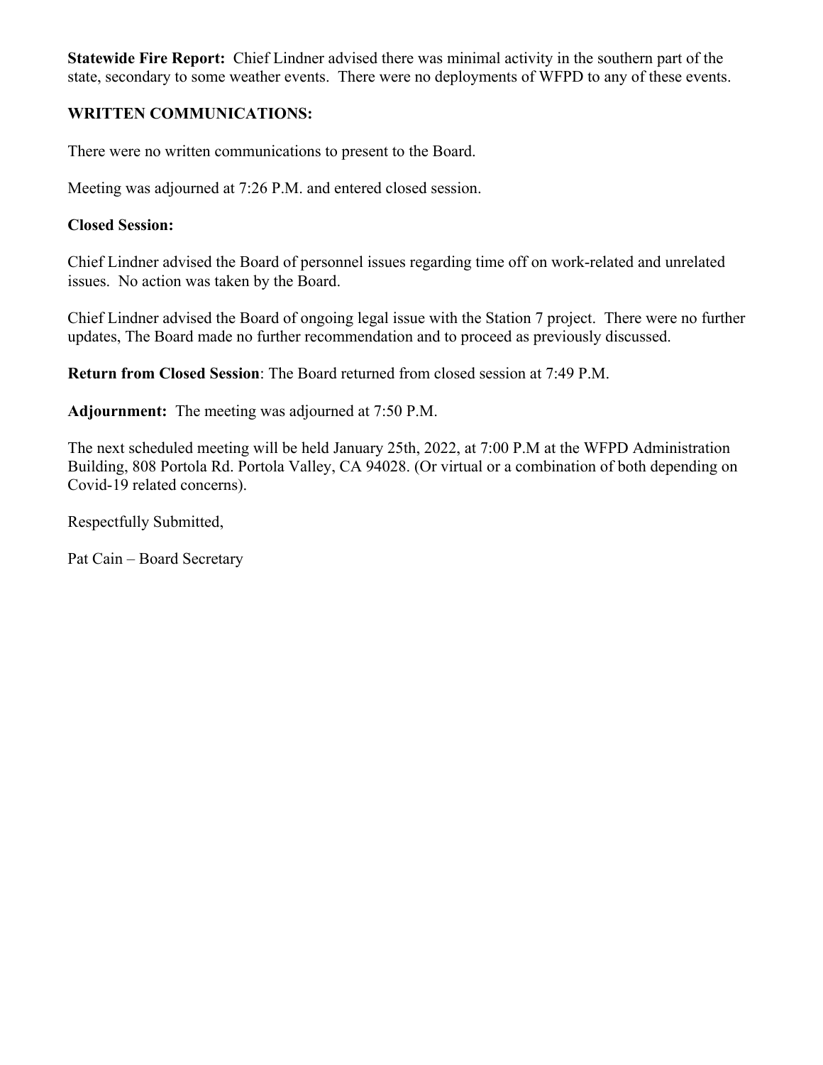**Statewide Fire Report:** Chief Lindner advised there was minimal activity in the southern part of the state, secondary to some weather events. There were no deployments of WFPD to any of these events.

**WRITTEN COMMUNICATIONS:**

There were no written communications to present to the Board.

Meeting was adjourned at 7:26 P.M. and entered closed session.

**Closed Session:**

Chief Lindner advised the Board of personnel issues regarding time off on work-related and unrelated issues. No action was taken by the Board.

Chief Lindner advised the Board of ongoing legal issue with the Station 7 project. There were no further updates, The Board made no further recommendation and to proceed as previously discussed.

**Return from Closed Session**: The Board returned from closed session at 7:49 P.M.

**Adjournment:** The meeting was adjourned at 7:50 P.M.

The next scheduled meeting will be held January 25th, 2022, at 7:00 P.M at the WFPD Administration Building, 808 Portola Rd. Portola Valley, CA 94028. (Or virtual or a combination of both depending on Covid-19 related concerns).

Respectfully Submitted,

Pat Cain – Board Secretary